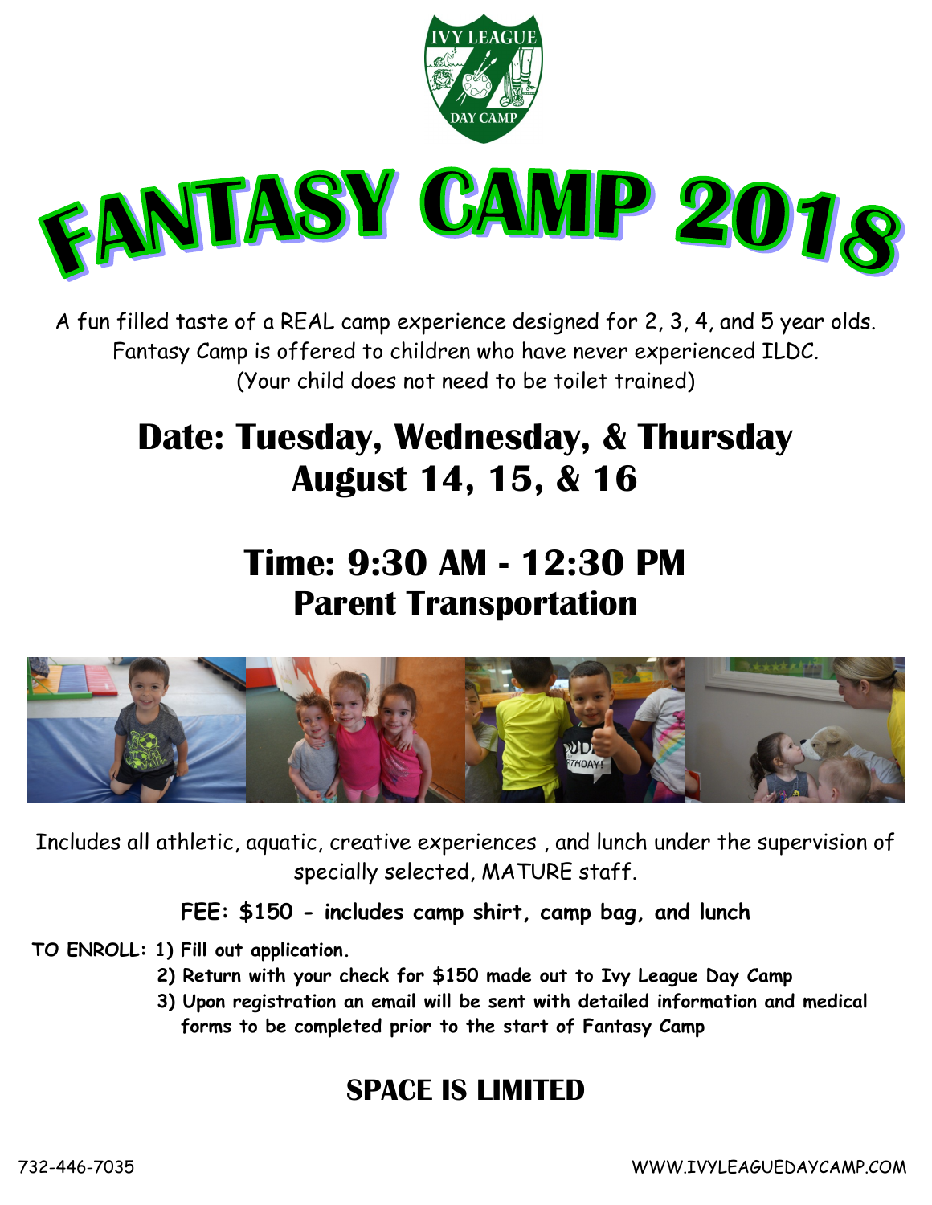IVY LEAGUE DAY CAMP

# FANTASY CAMP 2018

A fun filled taste of a REAL camp experience designed for 2, 3, 4, and 5 year olds.
Fantasy Camp is offered to children who have never experienced ILDC.
(Your child does not need to be toilet trained)

## Date: Tuesday, Wednesday, & Thursday
## August 14, 15, & 16

## Time: 9:30 AM - 12:30 PM
## Parent Transportation

Includes all athletic, aquatic, creative experiences , and lunch under the supervision of specially selected, MATURE staff.

**FEE: $150 - includes camp shirt, camp bag, and lunch**

**TO ENROLL:**
1. **Fill out application.**
2. **Return with your check for $150 made out to Ivy League Day Camp**
3. **Upon registration an email will be sent with detailed information and medical forms to be completed prior to the start of Fantasy Camp**

## SPACE IS LIMITED

732-446-7035

WWW.IVYLEAGUEDAYCAMP.COM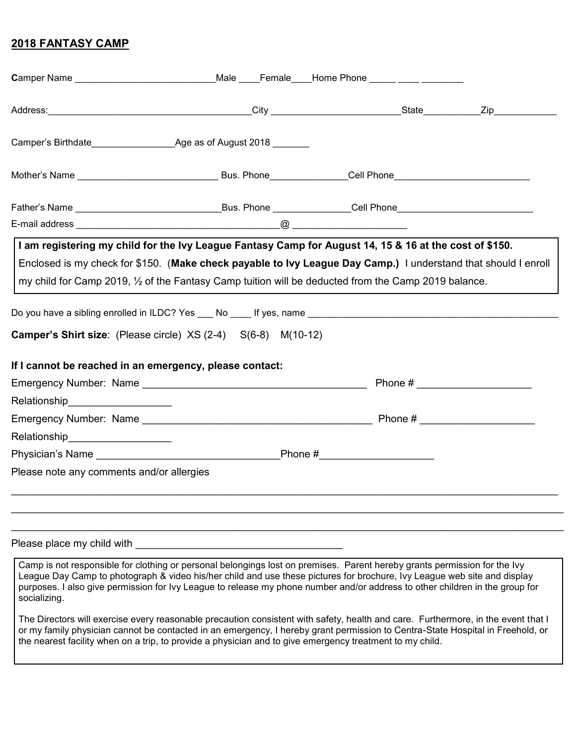## 2018 FANTASY CAMP

Camper Name ___________________________Male ____Female____Home Phone _____ ____ ________

Address:_______________________________________City _________________________State__________Zip____________

Camper's Birthdate________________Age as of August 2018 _______

Mother's Name ___________________________ Bus. Phone_______________Cell Phone__________________________

Father's Name ____________________________Bus. Phone _______________Cell Phone__________________________

E-mail address _______________________________________@ _____________________

**I am registering my child for the Ivy League Fantasy Camp for August 14, 15 & 16 at the cost of $150.** Enclosed is my check for $150. (**Make check payable to Ivy League Day Camp.)** I understand that should I enroll my child for Camp 2019, ½ of the Fantasy Camp tuition will be deducted from the Camp 2019 balance.

Do you have a sibling enrolled in ILDC? Yes ___ No ____ If yes, name ________________________________________________

**Camper's Shirt size**: (Please circle) XS (2-4) S(6-8) M(10-12)

**If I cannot be reached in an emergency, please contact:**

Emergency Number: Name _______________________________________ Phone # ___________________

Relationship_________________

Emergency Number: Name ________________________________________ Phone # ___________________

Relationship_________________

Physician's Name _______________________________Phone #___________________

Please note any comments and/or allergies

_______________________________________________________________________________________________

_______________________________________________________________________________________________

_______________________________________________________________________________________________

Please place my child with ___________________________________

Camp is not responsible for clothing or personal belongings lost on premises. Parent hereby grants permission for the Ivy League Day Camp to photograph & video his/her child and use these pictures for brochure, Ivy League web site and display purposes. I also give permission for Ivy League to release my phone number and/or address to other children in the group for socializing.

The Directors will exercise every reasonable precaution consistent with safety, health and care. Furthermore, in the event that I or my family physician cannot be contacted in an emergency, I hereby grant permission to Centra-State Hospital in Freehold, or the nearest facility when on a trip, to provide a physician and to give emergency treatment to my child.